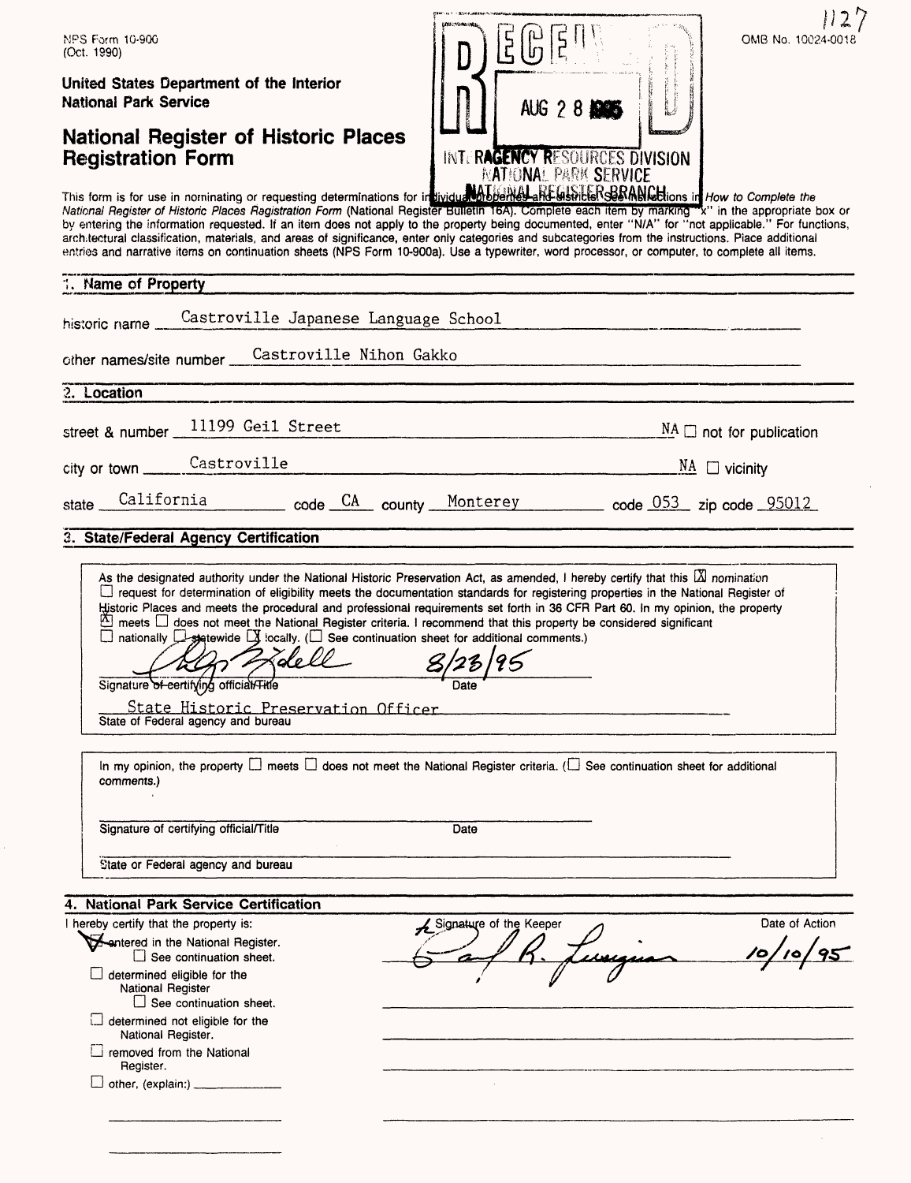NPS Form 10-900
(Oct. 1990)

OMB No. 10024-0018

1127

**United States Department of the Interior**
**National Park Service**

# National Register of Historic Places Registration Form

RECEIVED
AUG 2 8 1995
INTERAGENCY RESOURCES DIVISION
NATIONAL PARK SERVICE
NATIONAL REGISTER BRANCH

This form is for use in nominating or requesting determinations for individual properties and districts. See instructions in *How to Complete the National Register of Historic Places Registration Form* (National Register Bulletin 16A). Complete each item by marking "x" in the appropriate box or by entering the information requested. If an item does not apply to the property being documented, enter "N/A" for "not applicable." For functions, architectural classification, materials, and areas of significance, enter only categories and subcategories from the instructions. Place additional entries and narrative items on continuation sheets (NPS Form 10-900a). Use a typewriter, word processor, or computer, to complete all items.

## 1. Name of Property

historic name Castroville Japanese Language School

other names/site number Castroville Nihon Gakko

## 2. Location

street & number 11199 Geil Street NA ☐ not for publication

city or town Castroville NA ☐ vicinity

state California code CA county Monterey code 053 zip code 95012

## 3. State/Federal Agency Certification

As the designated authority under the National Historic Preservation Act, as amended, I hereby certify that this ☒ nomination ☐ request for determination of eligibility meets the documentation standards for registering properties in the National Register of Historic Places and meets the procedural and professional requirements set forth in 36 CFR Part 60. In my opinion, the property ☒ meets ☐ does not meet the National Register criteria. I recommend that this property be considered significant ☐ nationally ☐ statewide ☒ locally. (☐ See continuation sheet for additional comments.)

[Signature] 8/23/95
Signature of certifying official/Title Date

State Historic Preservation Officer
State of Federal agency and bureau

In my opinion, the property ☐ meets ☐ does not meet the National Register criteria. (☐ See continuation sheet for additional comments.)

Signature of certifying official/Title Date

State or Federal agency and bureau

## 4. National Park Service Certification

I hereby certify that the property is:

☒ entered in the National Register.
 ☐ See continuation sheet.

☐ determined eligible for the National Register
 ☐ See continuation sheet.

☐ determined not eligible for the National Register.

☐ removed from the National Register.

☐ other, (explain:) ____________

Signature of the Keeper: [Signature]

Date of Action: 10/10/95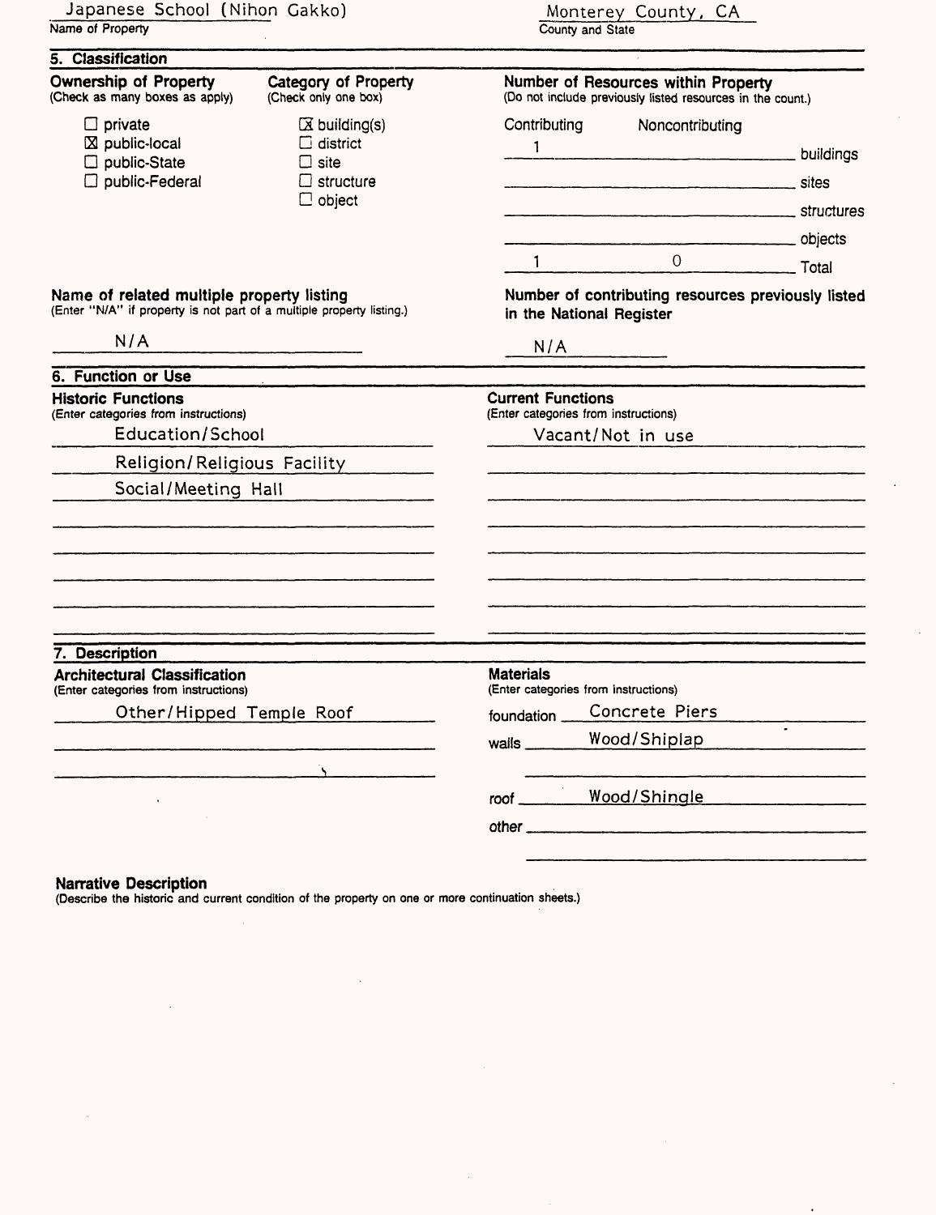Japanese School (Nihon Gakko)
Name of Property

Monterey County, CA
County and State

## 5. Classification

**Ownership of Property**
(Check as many boxes as apply)

- ☐ private
- ☒ public-local
- ☐ public-State
- ☐ public-Federal

**Category of Property**
(Check only one box)

- ☒ building(s)
- ☐ district
- ☐ site
- ☐ structure
- ☐ object

**Number of Resources within Property**
(Do not include previously listed resources in the count.)

| Contributing | Noncontributing | |
|---|---|---|
| 1 | | buildings |
| | | sites |
| | | structures |
| | | objects |
| 1 | 0 | Total |

**Name of related multiple property listing**
(Enter "N/A" if property is not part of a multiple property listing.)

N/A

**Number of contributing resources previously listed in the National Register**

N/A

## 6. Function or Use

**Historic Functions**
(Enter categories from instructions)

Education/School
Religion/Religious Facility
Social/Meeting Hall

**Current Functions**
(Enter categories from instructions)

Vacant/Not in use

## 7. Description

**Architectural Classification**
(Enter categories from instructions)

Other/Hipped Temple Roof

**Materials**
(Enter categories from instructions)

foundation Concrete Piers
walls Wood/Shiplap
roof Wood/Shingle
other

**Narrative Description**
(Describe the historic and current condition of the property on one or more continuation sheets.)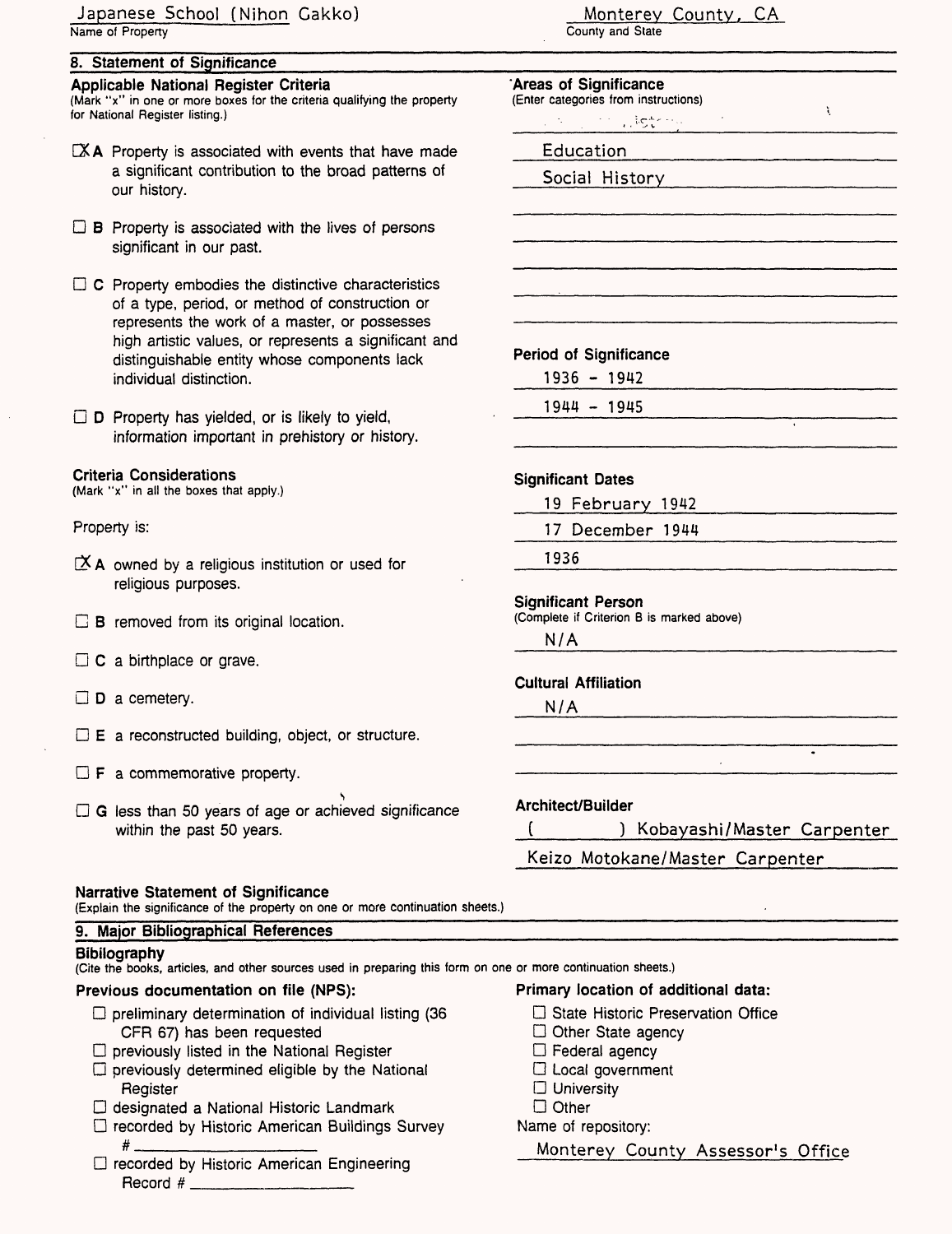Japanese School (Nihon Gakko)
Name of Property

Monterey County, CA
County and State

## 8. Statement of Significance

### Applicable National Register Criteria

(Mark "x" in one or more boxes for the criteria qualifying the property for National Register listing.)

- [x] **A** Property is associated with events that have made a significant contribution to the broad patterns of our history.
- [ ] **B** Property is associated with the lives of persons significant in our past.
- [ ] **C** Property embodies the distinctive characteristics of a type, period, or method of construction or represents the work of a master, or possesses high artistic values, or represents a significant and distinguishable entity whose components lack individual distinction.
- [ ] **D** Property has yielded, or is likely to yield, information important in prehistory or history.

### Criteria Considerations

(Mark "x" in all the boxes that apply.)

Property is:

- [x] **A** owned by a religious institution or used for religious purposes.
- [ ] **B** removed from its original location.
- [ ] **C** a birthplace or grave.
- [ ] **D** a cemetery.
- [ ] **E** a reconstructed building, object, or structure.
- [ ] **F** a commemorative property.
- [ ] **G** less than 50 years of age or achieved significance within the past 50 years.

### Areas of Significance

(Enter categories from instructions)

History
Education
Social History

### Period of Significance

1936 - 1942
1944 - 1945

### Significant Dates

19 February 1942
17 December 1944
1936

### Significant Person

(Complete if Criterion B is marked above)

N/A

### Cultural Affiliation

N/A

### Architect/Builder

( ) Kobayashi/Master Carpenter
Keizo Motokane/Master Carpenter

### Narrative Statement of Significance

(Explain the significance of the property on one or more continuation sheets.)

## 9. Major Bibliographical References

### Bibilography

(Cite the books, articles, and other sources used in preparing this form on one or more continuation sheets.)

### Previous documentation on file (NPS):

- [ ] preliminary determination of individual listing (36 CFR 67) has been requested
- [ ] previously listed in the National Register
- [ ] previously determined eligible by the National Register
- [ ] designated a National Historic Landmark
- [ ] recorded by Historic American Buildings Survey # ____________
- [ ] recorded by Historic American Engineering Record # ____________

### Primary location of additional data:

- [ ] State Historic Preservation Office
- [ ] Other State agency
- [ ] Federal agency
- [ ] Local government
- [ ] University
- [ ] Other

Name of repository:

Monterey County Assessor's Office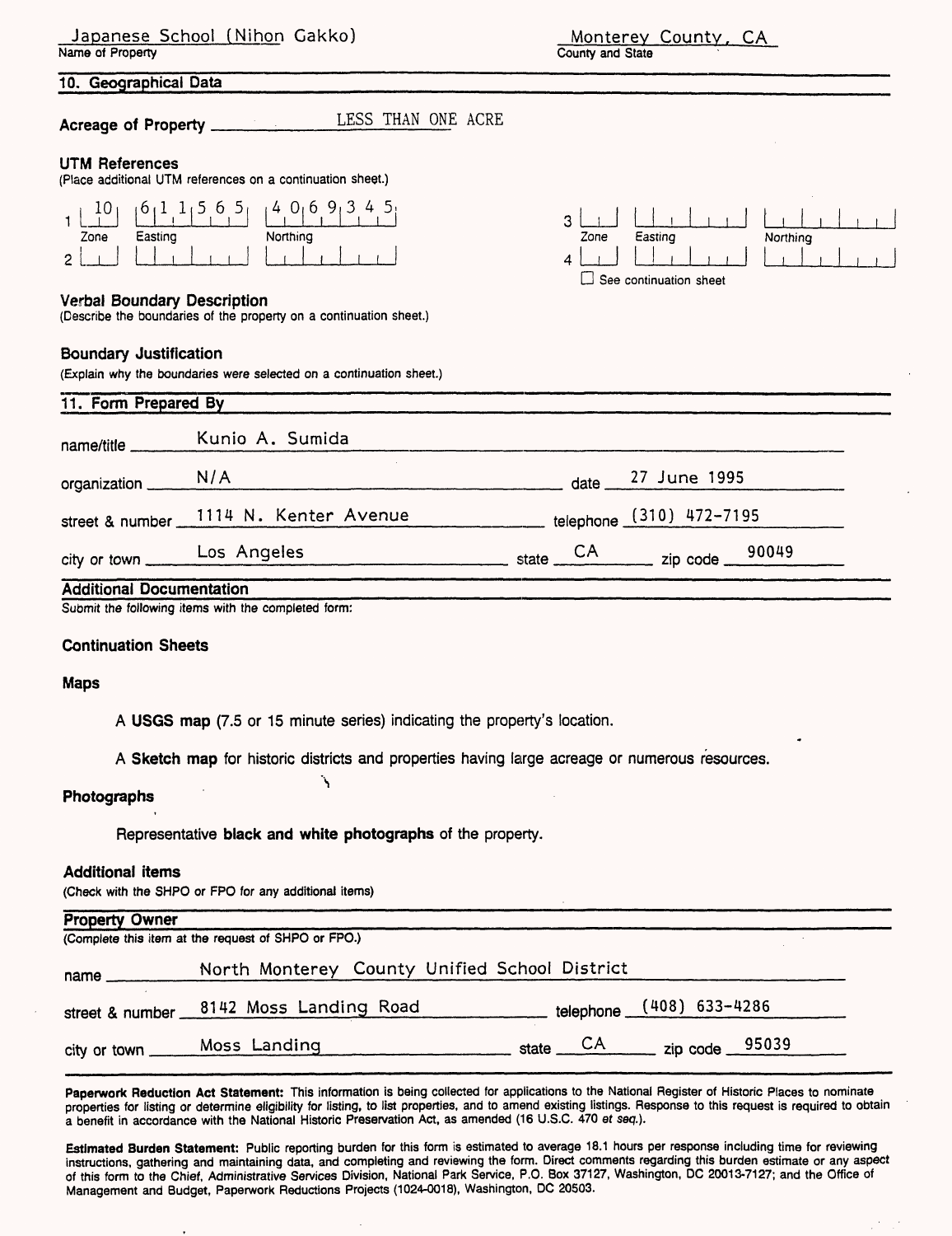Japanese School (Nihon Gakko)
Name of Property

Monterey County, CA
County and State

## 10. Geographical Data

**Acreage of Property** LESS THAN ONE ACRE

**UTM References**
(Place additional UTM references on a continuation sheet.)

| | Zone | Easting | Northing |
|---|---|---|---|
| 1 | 10 | 611565 | 4069345 |
| 2 | | | |
| 3 | | | |
| 4 | | | |

☐ See continuation sheet

**Verbal Boundary Description**
(Describe the boundaries of the property on a continuation sheet.)

**Boundary Justification**
(Explain why the boundaries were selected on a continuation sheet.)

## 11. Form Prepared By

name/title Kunio A. Sumida

organization N/A date 27 June 1995

street & number 1114 N. Kenter Avenue telephone (310) 472-7195

city or town Los Angeles state CA zip code 90049

## Additional Documentation

Submit the following items with the completed form:

**Continuation Sheets**

**Maps**

A **USGS map** (7.5 or 15 minute series) indicating the property's location.

A **Sketch map** for historic districts and properties having large acreage or numerous resources.

**Photographs**

Representative **black and white photographs** of the property.

**Additional items**
(Check with the SHPO or FPO for any additional items)

## Property Owner

(Complete this item at the request of SHPO or FPO.)

name North Monterey County Unified School District

street & number 8142 Moss Landing Road telephone (408) 633-4286

city or town Moss Landing state CA zip code 95039

**Paperwork Reduction Act Statement:** This information is being collected for applications to the National Register of Historic Places to nominate properties for listing or determine eligibility for listing, to list properties, and to amend existing listings. Response to this request is required to obtain a benefit in accordance with the National Historic Preservation Act, as amended (16 U.S.C. 470 *et seq.*).

**Estimated Burden Statement:** Public reporting burden for this form is estimated to average 18.1 hours per response including time for reviewing instructions, gathering and maintaining data, and completing and reviewing the form. Direct comments regarding this burden estimate or any aspect of this form to the Chief, Administrative Services Division, National Park Service, P.O. Box 37127, Washington, DC 20013-7127; and the Office of Management and Budget, Paperwork Reductions Projects (1024-0018), Washington, DC 20503.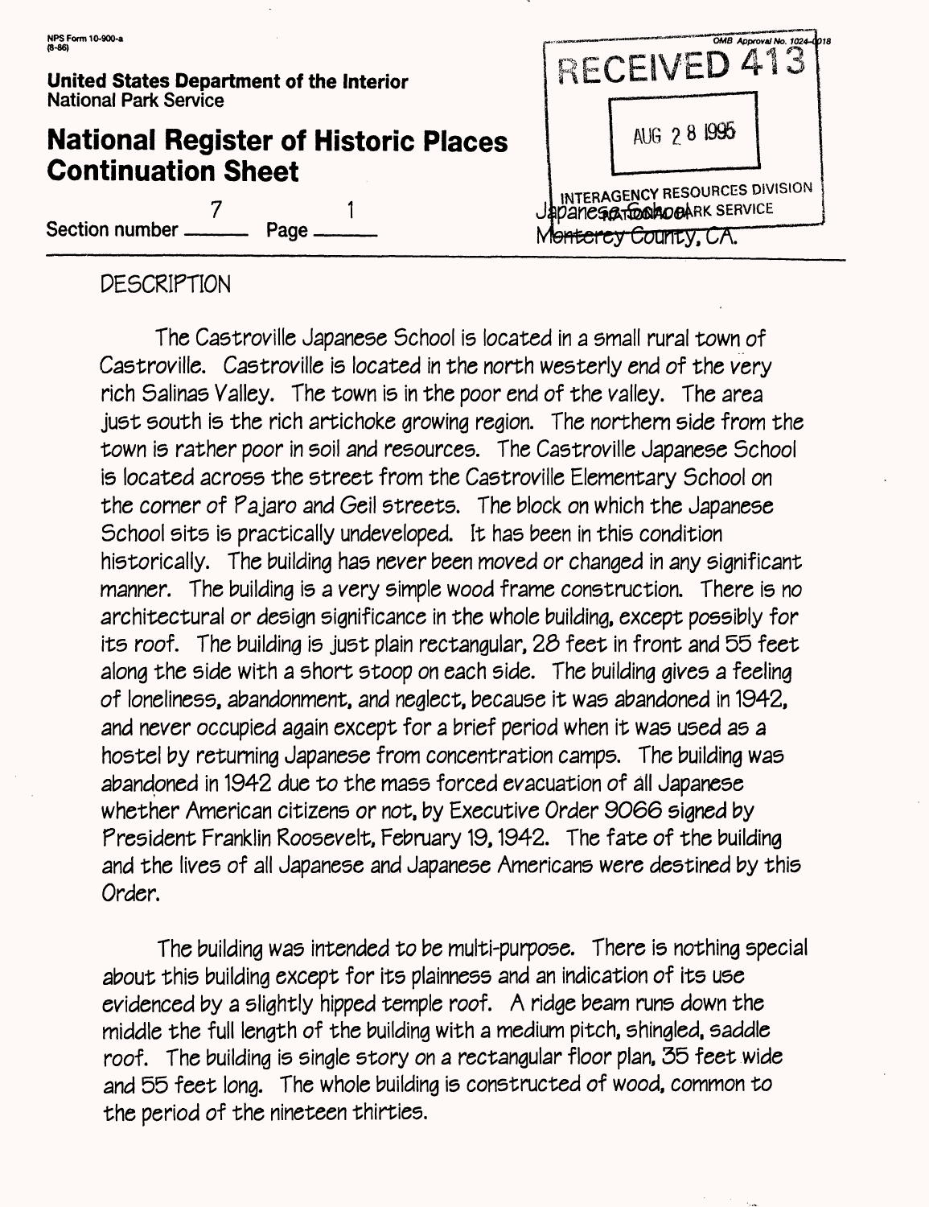NPS Form 10-900-a
(8-86)

OMB Approval No. 1024-0018

RECEIVED 413

AUG 28 1995

INTERAGENCY RESOURCES DIVISION
NATIONAL PARK SERVICE

**United States Department of the Interior**
National Park Service

# National Register of Historic Places Continuation Sheet

Section number 7 Page 1

Japanese School
Monterey County, CA.

## DESCRIPTION

The Castroville Japanese School is located in a small rural town of Castroville. Castroville is located in the north westerly end of the very rich Salinas Valley. The town is in the poor end of the valley. The area just south is the rich artichoke growing region. The northern side from the town is rather poor in soil and resources. The Castroville Japanese School is located across the street from the Castroville Elementary School on the corner of Pajaro and Geil streets. The block on which the Japanese School sits is practically undeveloped. It has been in this condition historically. The building has never been moved or changed in any significant manner. The building is a very simple wood frame construction. There is no architectural or design significance in the whole building, except possibly for its roof. The building is just plain rectangular, 28 feet in front and 55 feet along the side with a short stoop on each side. The building gives a feeling of loneliness, abandonment, and neglect, because it was abandoned in 1942, and never occupied again except for a brief period when it was used as a hostel by returning Japanese from concentration camps. The building was abandoned in 1942 due to the mass forced evacuation of all Japanese whether American citizens or not, by Executive Order 9066 signed by President Franklin Roosevelt, February 19, 1942. The fate of the building and the lives of all Japanese and Japanese Americans were destined by this Order.

The building was intended to be multi-purpose. There is nothing special about this building except for its plainness and an indication of its use evidenced by a slightly hipped temple roof. A ridge beam runs down the middle the full length of the building with a medium pitch, shingled, saddle roof. The building is single story on a rectangular floor plan, 35 feet wide and 55 feet long. The whole building is constructed of wood, common to the period of the nineteen thirties.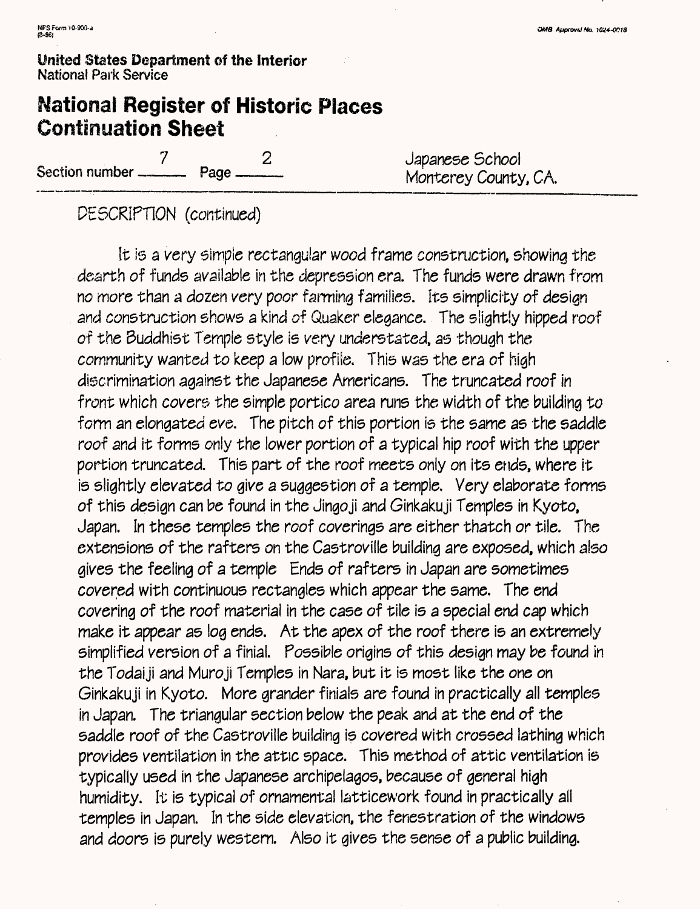**United States Department of the Interior**
National Park Service

# National Register of Historic Places Continuation Sheet

Section number 7 Page 2

Japanese School
Monterey County, CA.

DESCRIPTION (continued)

It is a very simple rectangular wood frame construction, showing the dearth of funds available in the depression era. The funds were drawn from no more than a dozen very poor farming families. Its simplicity of design and construction shows a kind of Quaker elegance. The slightly hipped roof of the Buddhist Temple style is very understated, as though the community wanted to keep a low profile. This was the era of high discrimination against the Japanese Americans. The truncated roof in front which covers the simple portico area runs the width of the building to form an elongated eve. The pitch of this portion is the same as the saddle roof and it forms only the lower portion of a typical hip roof with the upper portion truncated. This part of the roof meets only on its ends, where it is slightly elevated to give a suggestion of a temple. Very elaborate forms of this design can be found in the Jingoji and Ginkakuji Temples in Kyoto, Japan. In these temples the roof coverings are either thatch or tile. The extensions of the rafters on the Castroville building are exposed, which also gives the feeling of a temple Ends of rafters in Japan are sometimes covered with continuous rectangles which appear the same. The end covering of the roof material in the case of tile is a special end cap which make it appear as log ends. At the apex of the roof there is an extremely simplified version of a finial. Possible origins of this design may be found in the Todaiji and Muroji Temples in Nara, but it is most like the one on Ginkakuji in Kyoto. More grander finials are found in practically all temples in Japan. The triangular section below the peak and at the end of the saddle roof of the Castroville building is covered with crossed lathing which provides ventilation in the attic space. This method of attic ventilation is typically used in the Japanese archipelagos, because of general high humidity. It is typical of ornamental latticework found in practically all temples in Japan. In the side elevation, the fenestration of the windows and doors is purely western. Also it gives the sense of a public building.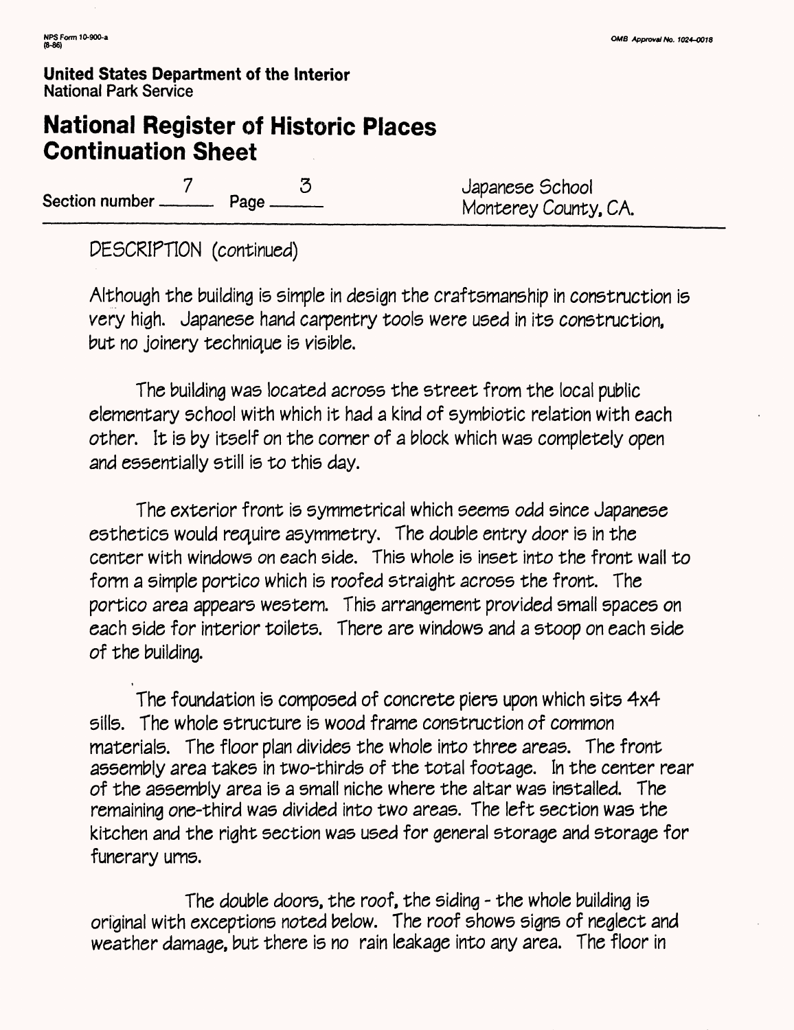# National Register of Historic Places Continuation Sheet

Section number 7 Page 3

Japanese School
Monterey County, CA.

DESCRIPTION (continued)

Although the building is simple in design the craftsmanship in construction is very high. Japanese hand carpentry tools were used in its construction, but no joinery technique is visible.

The building was located across the street from the local public elementary school with which it had a kind of symbiotic relation with each other. It is by itself on the corner of a block which was completely open and essentially still is to this day.

The exterior front is symmetrical which seems odd since Japanese esthetics would require asymmetry. The double entry door is in the center with windows on each side. This whole is inset into the front wall to form a simple portico which is roofed straight across the front. The portico area appears western. This arrangement provided small spaces on each side for interior toilets. There are windows and a stoop on each side of the building.

The foundation is composed of concrete piers upon which sits 4x4 sills. The whole structure is wood frame construction of common materials. The floor plan divides the whole into three areas. The front assembly area takes in two-thirds of the total footage. In the center rear of the assembly area is a small niche where the altar was installed. The remaining one-third was divided into two areas. The left section was the kitchen and the right section was used for general storage and storage for funerary urns.

The double doors, the roof, the siding - the whole building is original with exceptions noted below. The roof shows signs of neglect and weather damage, but there is no rain leakage into any area. The floor in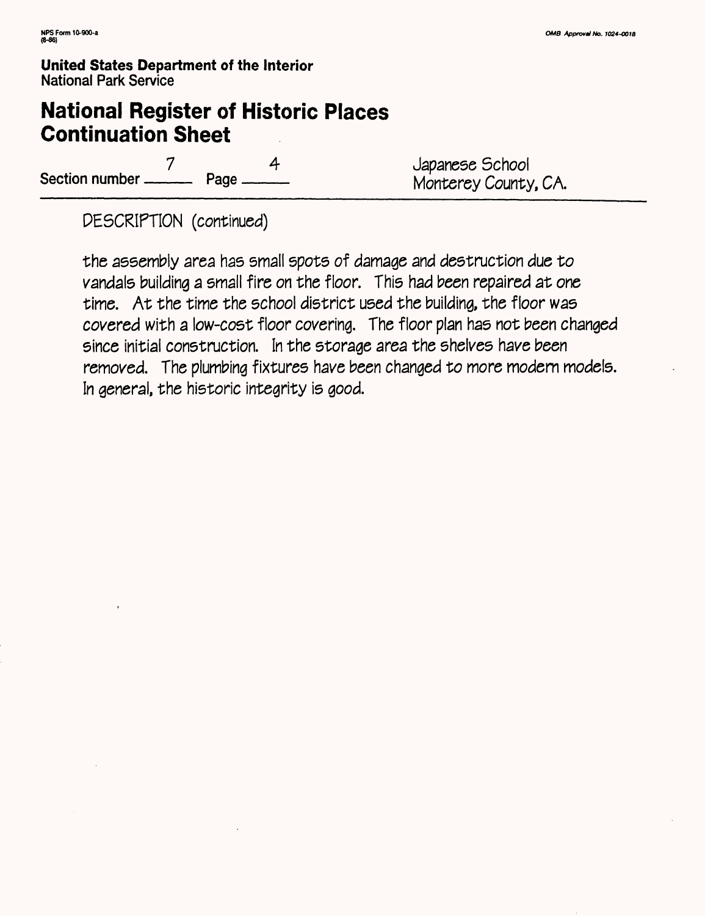DESCRIPTION (continued)

the assembly area has small spots of damage and destruction due to vandals building a small fire on the floor. This had been repaired at one time. At the time the school district used the building, the floor was covered with a low-cost floor covering. The floor plan has not been changed since initial construction. In the storage area the shelves have been removed. The plumbing fixtures have been changed to more modern models. In general, the historic integrity is good.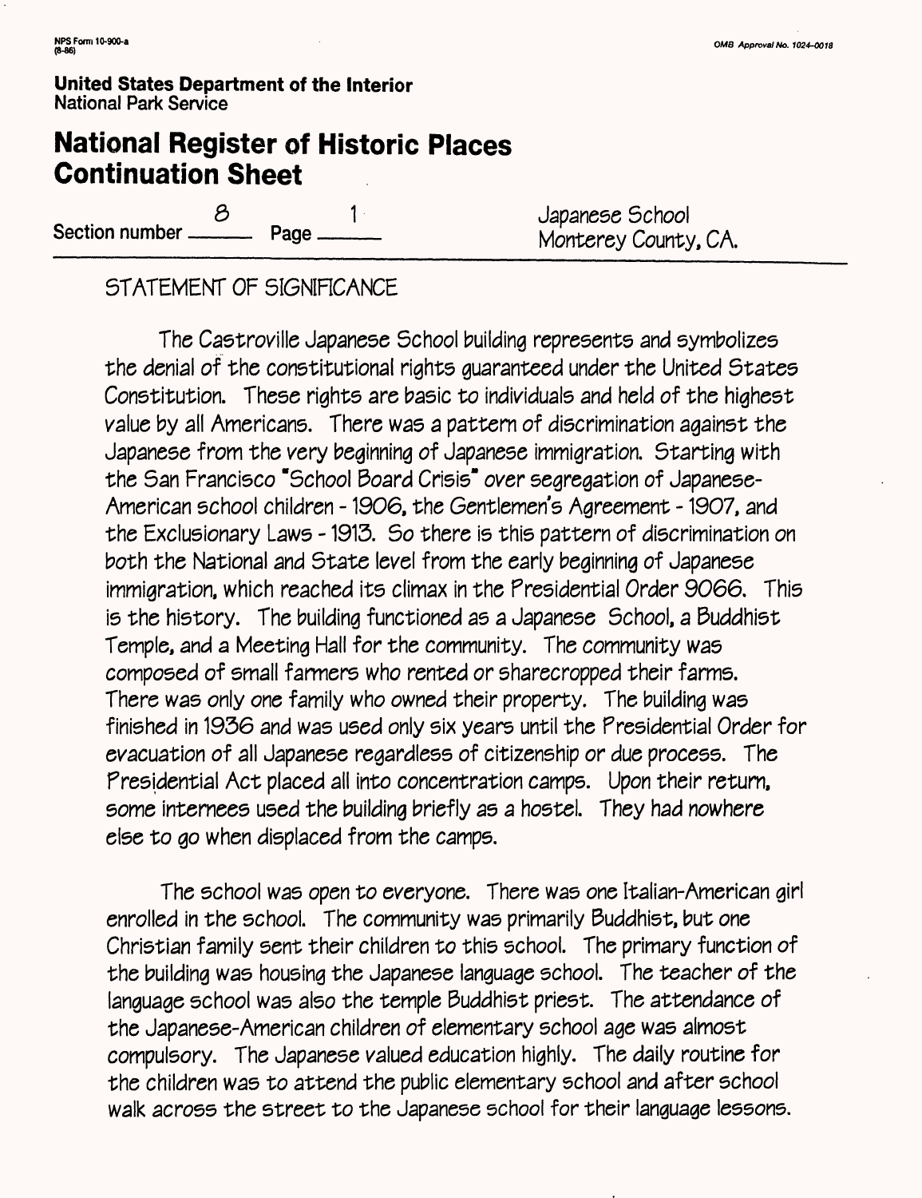**United States Department of the Interior**
National Park Service

# National Register of Historic Places Continuation Sheet

Section number 8 Page 1

Japanese School
Monterey County, CA.

## STATEMENT OF SIGNIFICANCE

The Castroville Japanese School building represents and symbolizes the denial of the constitutional rights guaranteed under the United States Constitution. These rights are basic to individuals and held of the highest value by all Americans. There was a pattern of discrimination against the Japanese from the very beginning of Japanese immigration. Starting with the San Francisco "School Board Crisis" over segregation of Japanese-American school children - 1906, the Gentlemen's Agreement - 1907, and the Exclusionary Laws - 1913. So there is this pattern of discrimination on both the National and State level from the early beginning of Japanese immigration, which reached its climax in the Presidential Order 9066. This is the history. The building functioned as a Japanese School, a Buddhist Temple, and a Meeting Hall for the community. The community was composed of small farmers who rented or sharecropped their farms. There was only one family who owned their property. The building was finished in 1936 and was used only six years until the Presidential Order for evacuation of all Japanese regardless of citizenship or due process. The Presidential Act placed all into concentration camps. Upon their return, some internees used the building briefly as a hostel. They had nowhere else to go when displaced from the camps.

The school was open to everyone. There was one Italian-American girl enrolled in the school. The community was primarily Buddhist, but one Christian family sent their children to this school. The primary function of the building was housing the Japanese language school. The teacher of the language school was also the temple Buddhist priest. The attendance of the Japanese-American children of elementary school age was almost compulsory. The Japanese valued education highly. The daily routine for the children was to attend the public elementary school and after school walk across the street to the Japanese school for their language lessons.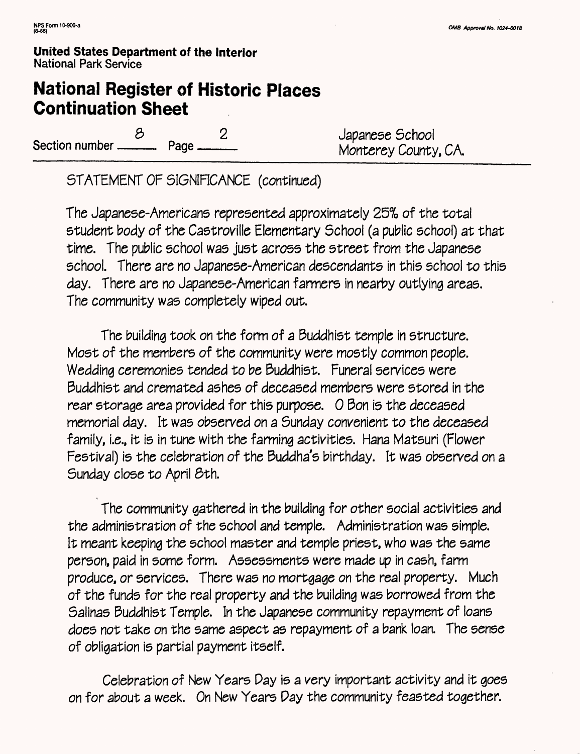NPS Form 10-900-a
(8-86)

OMB Approval No. 1024-0018

**United States Department of the Interior**
National Park Service

# National Register of Historic Places Continuation Sheet

Section number 8 Page 2

Japanese School
Monterey County, CA.

STATEMENT OF SIGNIFICANCE (continued)

The Japanese-Americans represented approximately 25% of the total student body of the Castroville Elementary School (a public school) at that time. The public school was just across the street from the Japanese school. There are no Japanese-American descendants in this school to this day. There are no Japanese-American farmers in nearby outlying areas. The community was completely wiped out.

The building took on the form of a Buddhist temple in structure. Most of the members of the community were mostly common people. Wedding ceremonies tended to be Buddhist. Funeral services were Buddhist and cremated ashes of deceased members were stored in the rear storage area provided for this purpose. O Bon is the deceased memorial day. It was observed on a Sunday convenient to the deceased family, i.e., it is in tune with the farming activities. Hana Matsuri (Flower Festival) is the celebration of the Buddha's birthday. It was observed on a Sunday close to April 8th.

The community gathered in the building for other social activities and the administration of the school and temple. Administration was simple. It meant keeping the school master and temple priest, who was the same person, paid in some form. Assessments were made up in cash, farm produce, or services. There was no mortgage on the real property. Much of the funds for the real property and the building was borrowed from the Salinas Buddhist Temple. In the Japanese community repayment of loans does not take on the same aspect as repayment of a bank loan. The sense of obligation is partial payment itself.

Celebration of New Years Day is a very important activity and it goes on for about a week. On New Years Day the community feasted together.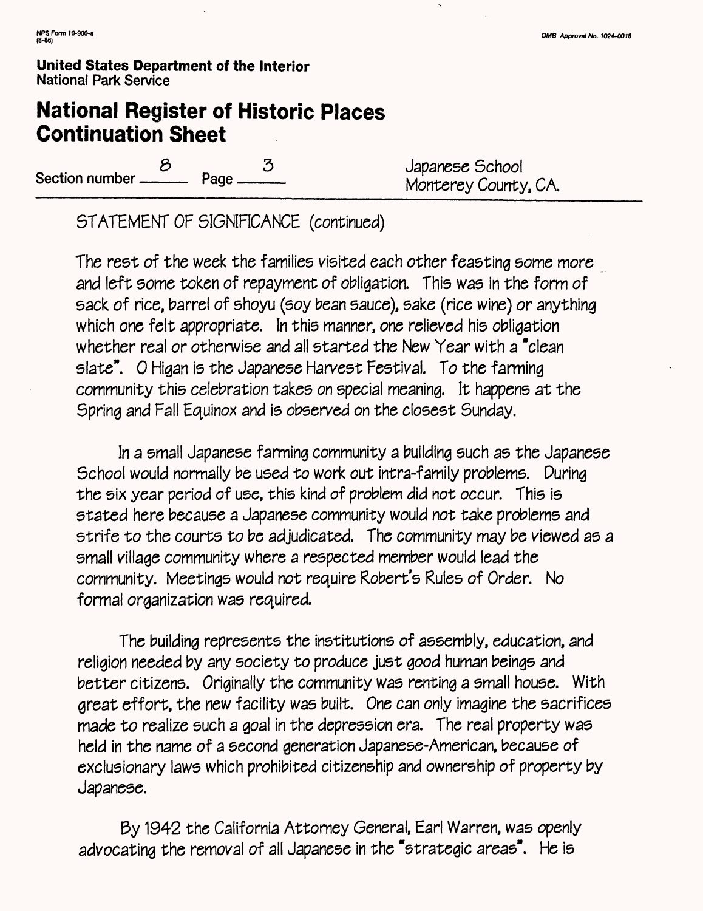STATEMENT OF SIGNIFICANCE (continued)

The rest of the week the families visited each other feasting some more and left some token of repayment of obligation. This was in the form of sack of rice, barrel of shoyu (soy bean sauce), sake (rice wine) or anything which one felt appropriate. In this manner, one relieved his obligation whether real or otherwise and all started the New Year with a "clean slate". O Higan is the Japanese Harvest Festival. To the farming community this celebration takes on special meaning. It happens at the Spring and Fall Equinox and is observed on the closest Sunday.

In a small Japanese farming community a building such as the Japanese School would normally be used to work out intra-family problems. During the six year period of use, this kind of problem did not occur. This is stated here because a Japanese community would not take problems and strife to the courts to be adjudicated. The community may be viewed as a small village community where a respected member would lead the community. Meetings would not require Robert's Rules of Order. No formal organization was required.

The building represents the institutions of assembly, education, and religion needed by any society to produce just good human beings and better citizens. Originally the community was renting a small house. With great effort, the new facility was built. One can only imagine the sacrifices made to realize such a goal in the depression era. The real property was held in the name of a second generation Japanese-American, because of exclusionary laws which prohibited citizenship and ownership of property by Japanese.

By 1942 the California Attorney General, Earl Warren, was openly advocating the removal of all Japanese in the "strategic areas". He is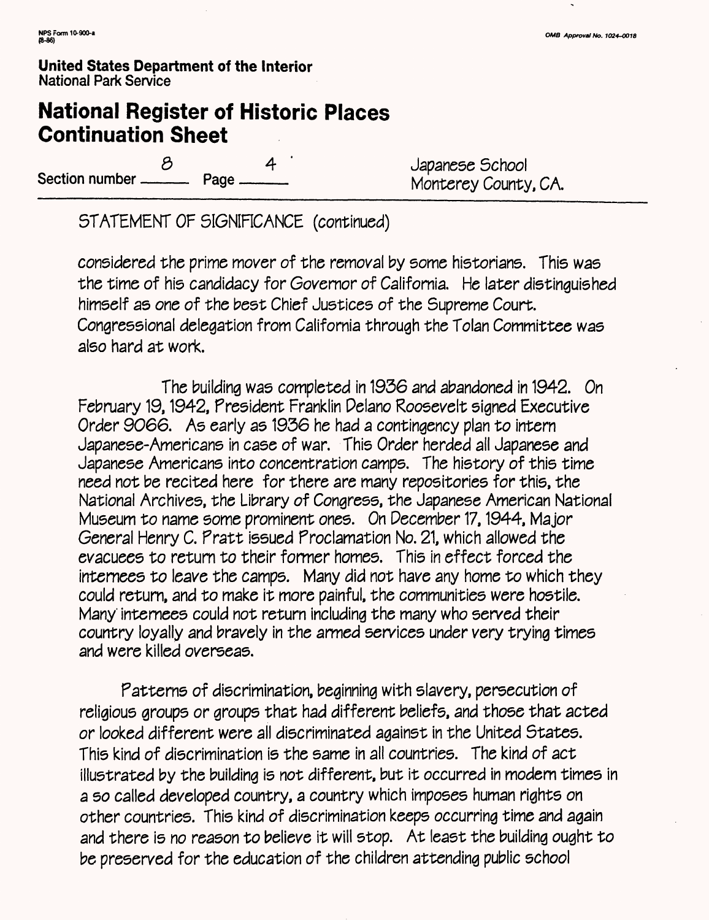Section number 8 Page 4

Japanese School
Monterey County, CA.

STATEMENT OF SIGNIFICANCE (continued)

considered the prime mover of the removal by some historians. This was the time of his candidacy for Governor of California. He later distinguished himself as one of the best Chief Justices of the Supreme Court. Congressional delegation from California through the Tolan Committee was also hard at work.

The building was completed in 1936 and abandoned in 1942. On February 19, 1942, President Franklin Delano Roosevelt signed Executive Order 9066. As early as 1936 he had a contingency plan to intern Japanese-Americans in case of war. This Order herded all Japanese and Japanese Americans into concentration camps. The history of this time need not be recited here for there are many repositories for this, the National Archives, the Library of Congress, the Japanese American National Museum to name some prominent ones. On December 17, 1944, Major General Henry C. Pratt issued Proclamation No. 21, which allowed the evacuees to return to their former homes. This in effect forced the internees to leave the camps. Many did not have any home to which they could return, and to make it more painful, the communities were hostile. Many internees could not return including the many who served their country loyally and bravely in the armed services under very trying times and were killed overseas.

Patterns of discrimination, beginning with slavery, persecution of religious groups or groups that had different beliefs, and those that acted or looked different were all discriminated against in the United States. This kind of discrimination is the same in all countries. The kind of act illustrated by the building is not different, but it occurred in modern times in a so called developed country, a country which imposes human rights on other countries. This kind of discrimination keeps occurring time and again and there is no reason to believe it will stop. At least the building ought to be preserved for the education of the children attending public school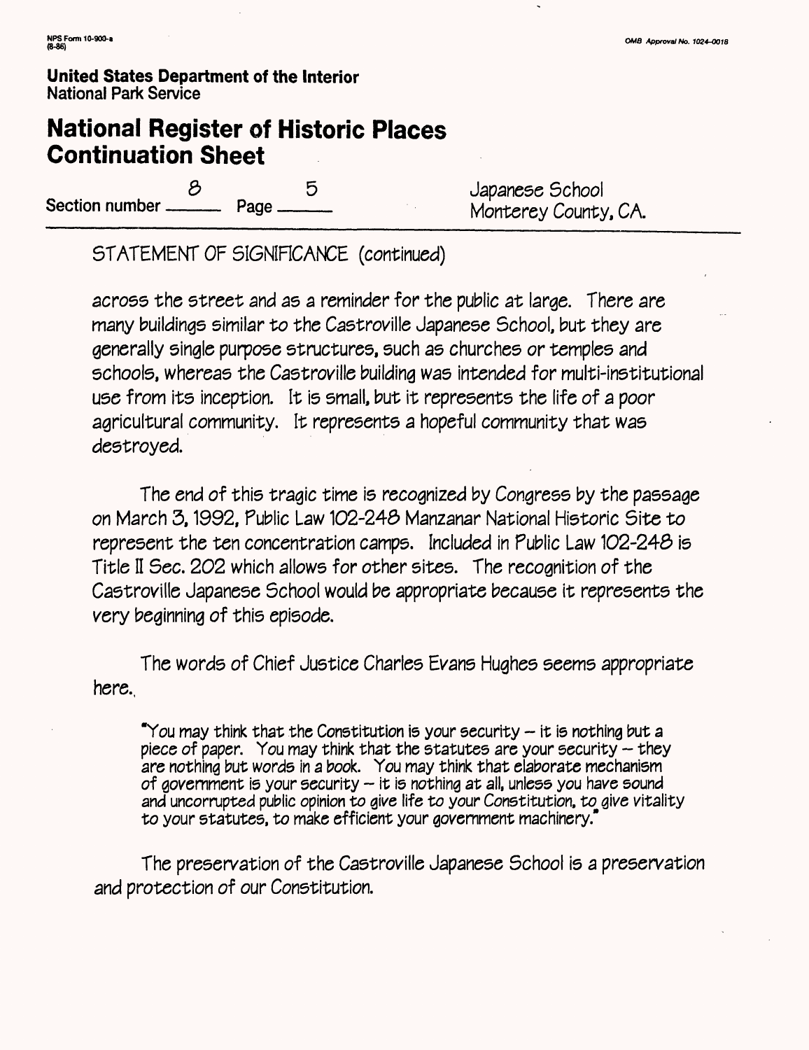**United States Department of the Interior**
National Park Service

# National Register of Historic Places Continuation Sheet

Section number 8 Page 5

Japanese School
Monterey County, CA.

STATEMENT OF SIGNIFICANCE (continued)

across the street and as a reminder for the public at large. There are many buildings similar to the Castroville Japanese School, but they are generally single purpose structures, such as churches or temples and schools, whereas the Castroville building was intended for multi-institutional use from its inception. It is small, but it represents the life of a poor agricultural community. It represents a hopeful community that was destroyed.

The end of this tragic time is recognized by Congress by the passage on March 3, 1992, Public Law 102-248 Manzanar National Historic Site to represent the ten concentration camps. Included in Public Law 102-248 is Title II Sec. 202 which allows for other sites. The recognition of the Castroville Japanese School would be appropriate because it represents the very beginning of this episode.

The words of Chief Justice Charles Evans Hughes seems appropriate here.

> "You may think that the Constitution is your security -- it is nothing but a piece of paper. You may think that the statutes are your security -- they are nothing but words in a book. You may think that elaborate mechanism of government is your security -- it is nothing at all, unless you have sound and uncorrupted public opinion to give life to your Constitution, to give vitality to your statutes, to make efficient your government machinery."

The preservation of the Castroville Japanese School is a preservation and protection of our Constitution.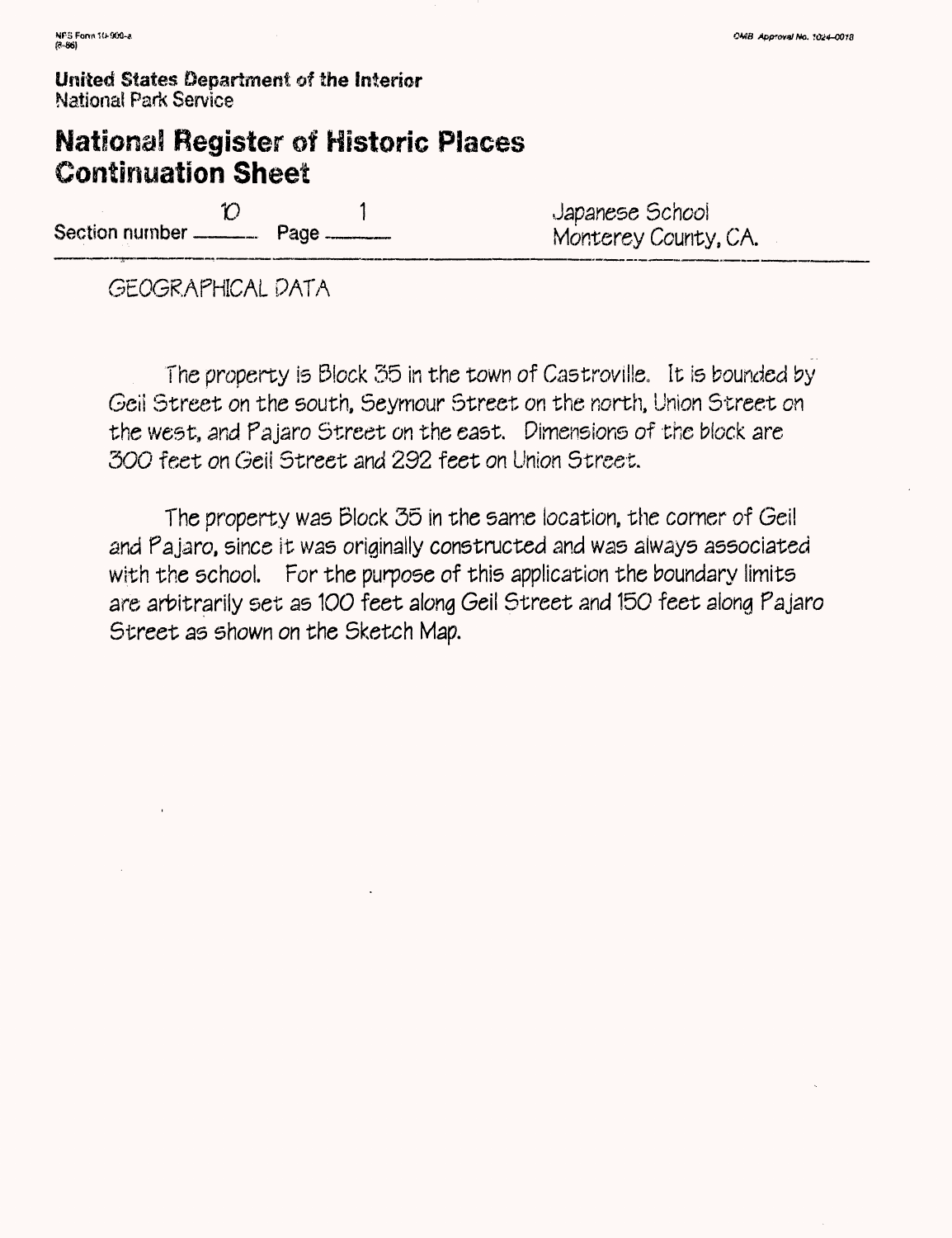United States Department of the Interior
National Park Service

# National Register of Historic Places Continuation Sheet

Section number 10 Page 1

Japanese School
Monterey County, CA.

GEOGRAPHICAL DATA

The property is Block 35 in the town of Castroville. It is bounded by Geil Street on the south, Seymour Street on the north, Union Street on the west, and Pajaro Street on the east. Dimensions of the block are 300 feet on Geil Street and 292 feet on Union Street.

The property was Block 35 in the same location, the corner of Geil and Pajaro, since it was originally constructed and was always associated with the school. For the purpose of this application the boundary limits are arbitrarily set as 100 feet along Geil Street and 150 feet along Pajaro Street as shown on the Sketch Map.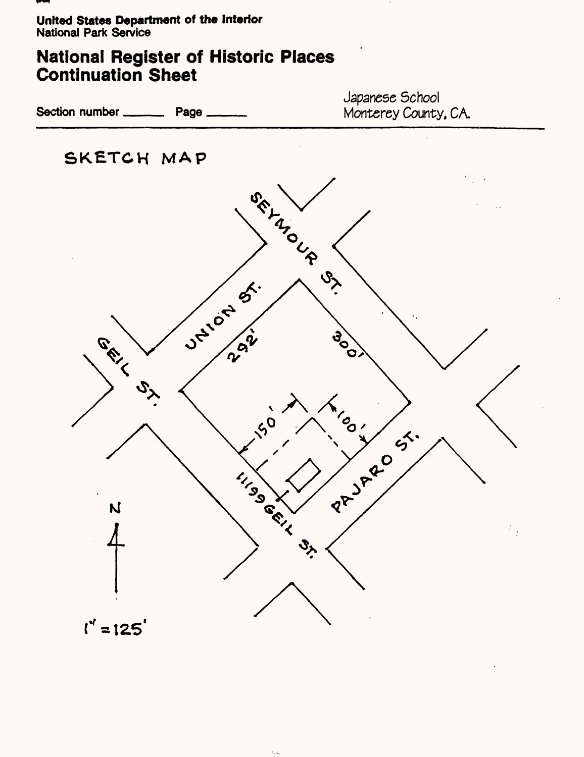United States Department of the Interior
National Park Service

# National Register of Historic Places Continuation Sheet

Section number ______ Page ______

Japanese School
Monterey County, CA.

## SKETCH MAP

SEYMOUR ST.

UNION ST.

GEIL ST.

292'

300'

150'

100'

1199 GEIL ST.

PAJARO ST.

N

1" = 125'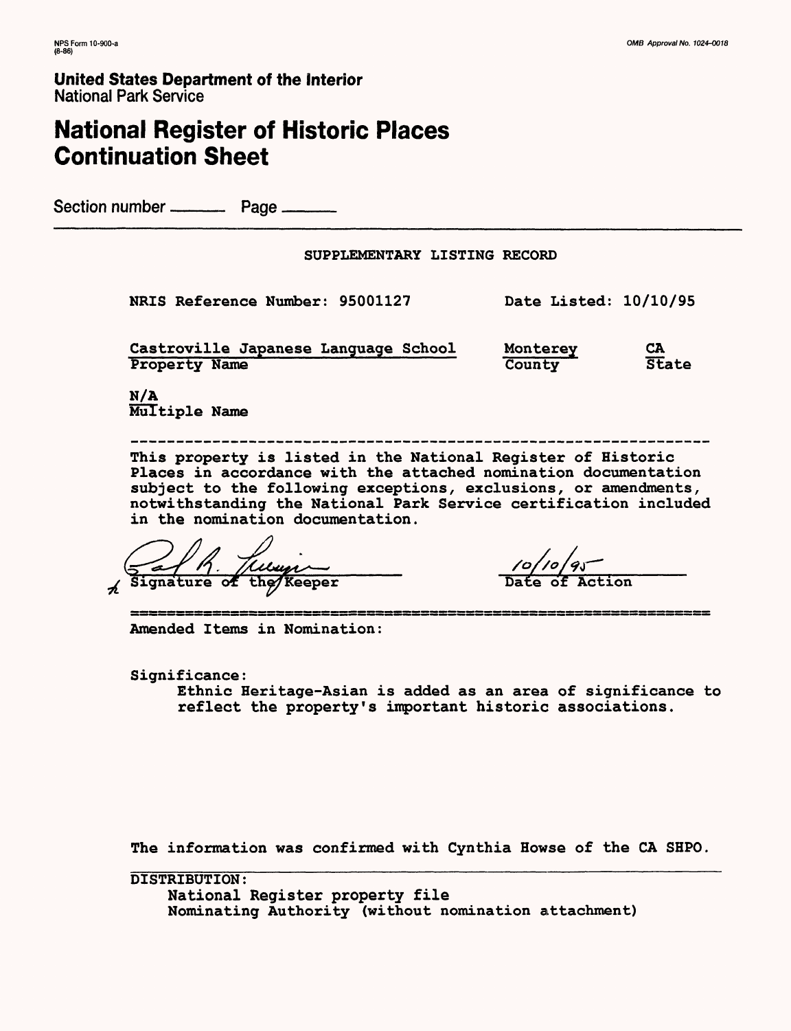NPS Form 10-900-a
(8-86)

OMB Approval No. 1024-0018

**United States Department of the Interior**
National Park Service

# National Register of Historic Places Continuation Sheet

Section number ______ Page ______

SUPPLEMENTARY LISTING RECORD

NRIS Reference Number: 95001127 Date Listed: 10/10/95

| | | |
|---|---|---|
| Castroville Japanese Language School | Monterey | CA |
| Property Name | County | State |

N/A
Multiple Name

---

This property is listed in the National Register of Historic Places in accordance with the attached nomination documentation subject to the following exceptions, exclusions, or amendments, notwithstanding the National Park Service certification included in the nomination documentation.

| | |
|---|---|
| Signature of the Keeper | 10/10/95 Date of Action |

---

Amended Items in Nomination:

Significance:
Ethnic Heritage-Asian is added as an area of significance to reflect the property's important historic associations.

The information was confirmed with Cynthia Howse of the CA SHPO.

DISTRIBUTION:
National Register property file
Nominating Authority (without nomination attachment)